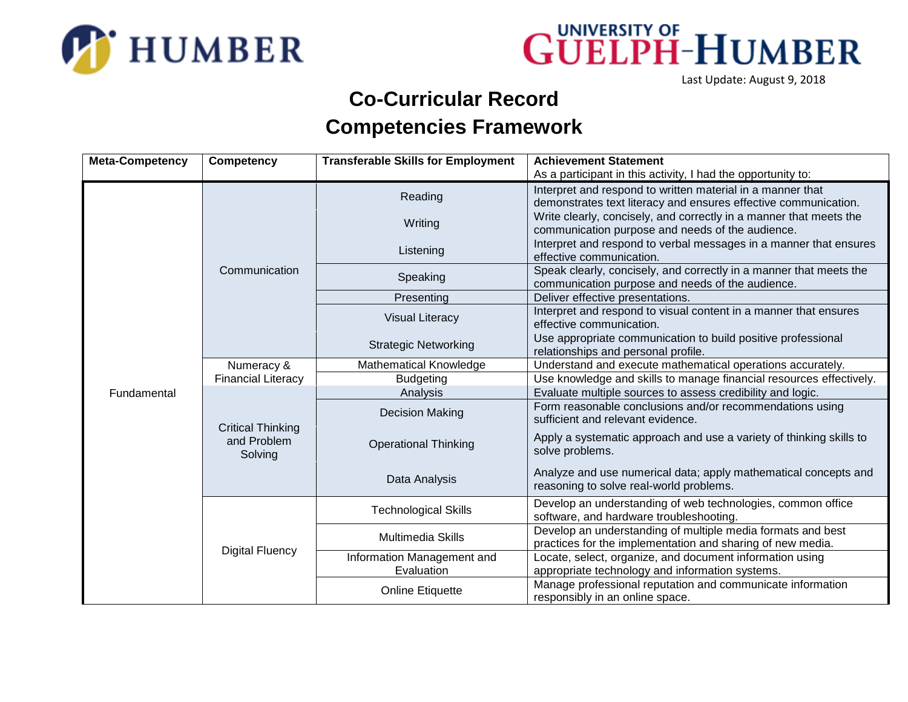Last Update: August 9, 2018

# Co-Curricular Record
# Competencies Framework

| Meta-Competency | Competency | Transferable Skills for Employment | Achievement Statement<br>As a participant in this activity, I had the opportunity to: |
|---|---|---|---|
| Fundamental | Communication | Reading | Interpret and respond to written material in a manner that demonstrates text literacy and ensures effective communication. |
| | | Writing | Write clearly, concisely, and correctly in a manner that meets the communication purpose and needs of the audience. |
| | | Listening | Interpret and respond to verbal messages in a manner that ensures effective communication. |
| | | Speaking | Speak clearly, concisely, and correctly in a manner that meets the communication purpose and needs of the audience. |
| | | Presenting | Deliver effective presentations. |
| | | Visual Literacy | Interpret and respond to visual content in a manner that ensures effective communication. |
| | | Strategic Networking | Use appropriate communication to build positive professional relationships and personal profile. |
| | Numeracy & Financial Literacy | Mathematical Knowledge | Understand and execute mathematical operations accurately. |
| | | Budgeting | Use knowledge and skills to manage financial resources effectively. |
| | Critical Thinking and Problem Solving | Analysis | Evaluate multiple sources to assess credibility and logic. |
| | | Decision Making | Form reasonable conclusions and/or recommendations using sufficient and relevant evidence. |
| | | Operational Thinking | Apply a systematic approach and use a variety of thinking skills to solve problems. |
| | | Data Analysis | Analyze and use numerical data; apply mathematical concepts and reasoning to solve real-world problems. |
| | Digital Fluency | Technological Skills | Develop an understanding of web technologies, common office software, and hardware troubleshooting. |
| | | Multimedia Skills | Develop an understanding of multiple media formats and best practices for the implementation and sharing of new media. |
| | | Information Management and Evaluation | Locate, select, organize, and document information using appropriate technology and information systems. |
| | | Online Etiquette | Manage professional reputation and communicate information responsibly in an online space. |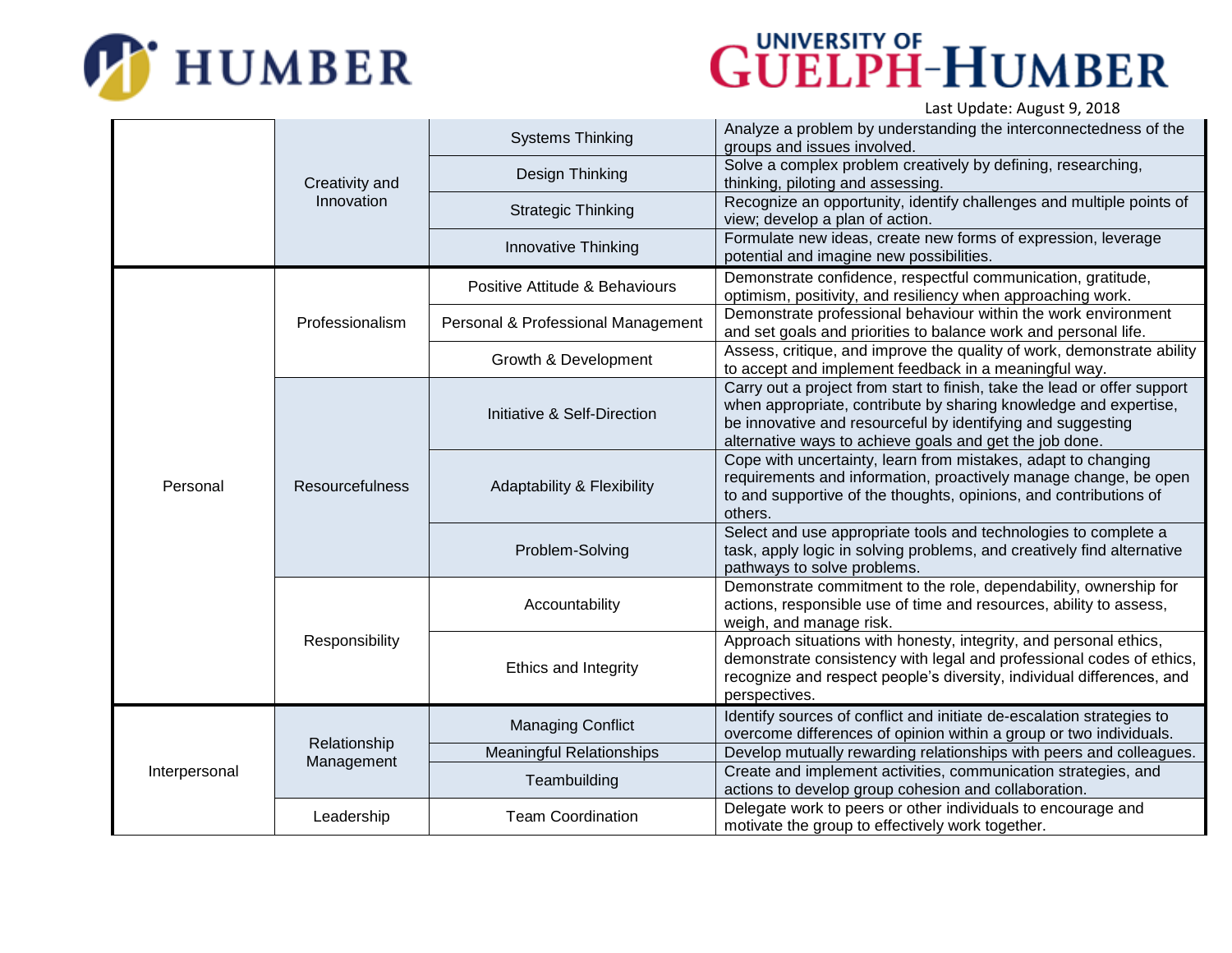Last Update: August 9, 2018

| | | | |
|---|---|---|---|
| | Creativity and Innovation | Systems Thinking | Analyze a problem by understanding the interconnectedness of the groups and issues involved. |
| | | Design Thinking | Solve a complex problem creatively by defining, researching, thinking, piloting and assessing. |
| | | Strategic Thinking | Recognize an opportunity, identify challenges and multiple points of view; develop a plan of action. |
| | | Innovative Thinking | Formulate new ideas, create new forms of expression, leverage potential and imagine new possibilities. |
| Personal | Professionalism | Positive Attitude & Behaviours | Demonstrate confidence, respectful communication, gratitude, optimism, positivity, and resiliency when approaching work. |
| | | Personal & Professional Management | Demonstrate professional behaviour within the work environment and set goals and priorities to balance work and personal life. |
| | | Growth & Development | Assess, critique, and improve the quality of work, demonstrate ability to accept and implement feedback in a meaningful way. |
| | Resourcefulness | Initiative & Self-Direction | Carry out a project from start to finish, take the lead or offer support when appropriate, contribute by sharing knowledge and expertise, be innovative and resourceful by identifying and suggesting alternative ways to achieve goals and get the job done. |
| | | Adaptability & Flexibility | Cope with uncertainty, learn from mistakes, adapt to changing requirements and information, proactively manage change, be open to and supportive of the thoughts, opinions, and contributions of others. |
| | | Problem-Solving | Select and use appropriate tools and technologies to complete a task, apply logic in solving problems, and creatively find alternative pathways to solve problems. |
| | Responsibility | Accountability | Demonstrate commitment to the role, dependability, ownership for actions, responsible use of time and resources, ability to assess, weigh, and manage risk. |
| | | Ethics and Integrity | Approach situations with honesty, integrity, and personal ethics, demonstrate consistency with legal and professional codes of ethics, recognize and respect people's diversity, individual differences, and perspectives. |
| Interpersonal | Relationship Management | Managing Conflict | Identify sources of conflict and initiate de-escalation strategies to overcome differences of opinion within a group or two individuals. |
| | | Meaningful Relationships | Develop mutually rewarding relationships with peers and colleagues. |
| | | Teambuilding | Create and implement activities, communication strategies, and actions to develop group cohesion and collaboration. |
| | Leadership | Team Coordination | Delegate work to peers or other individuals to encourage and motivate the group to effectively work together. |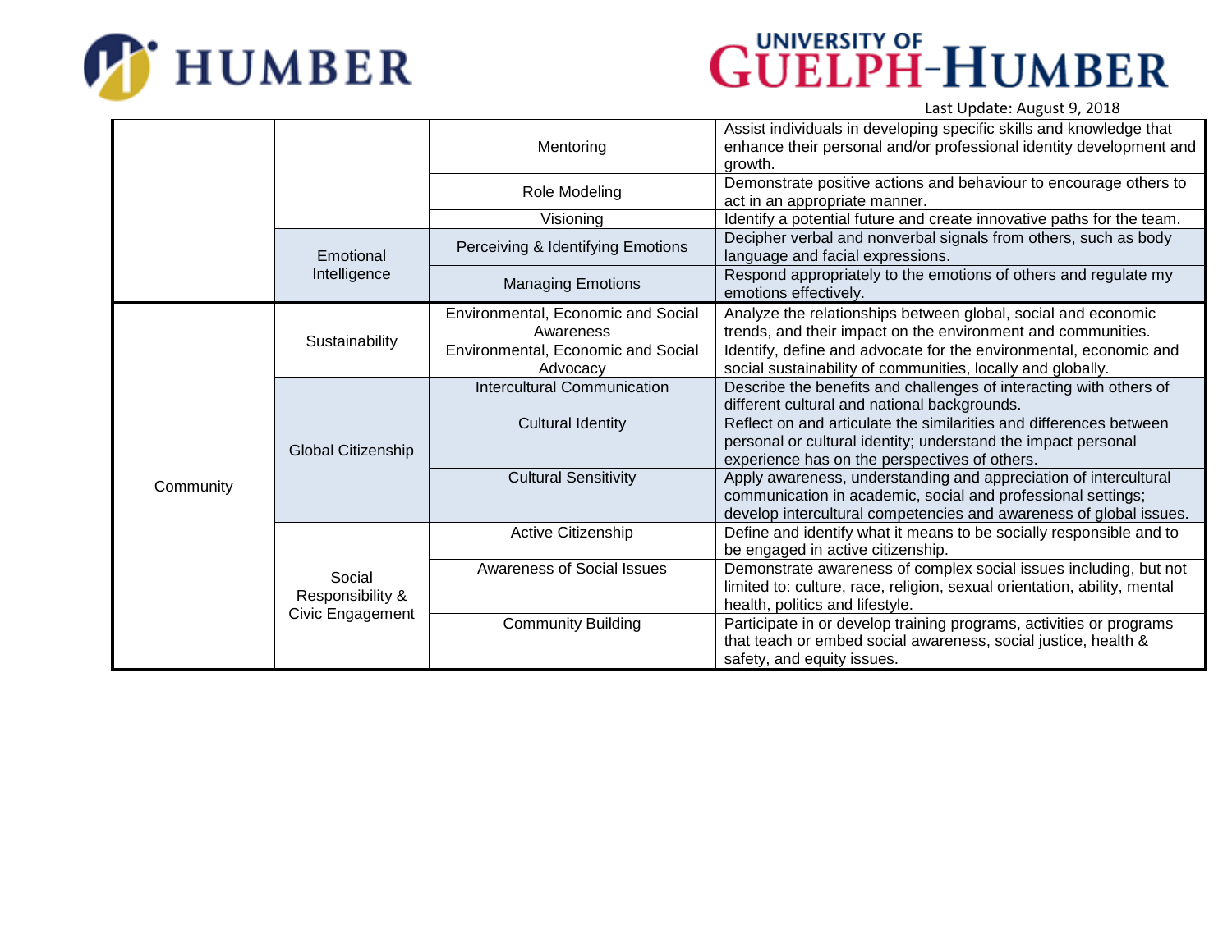Last Update: August 9, 2018

| | | | |
|---|---|---|---|
| | | Mentoring | Assist individuals in developing specific skills and knowledge that enhance their personal and/or professional identity development and growth. |
| | | Role Modeling | Demonstrate positive actions and behaviour to encourage others to act in an appropriate manner. |
| | | Visioning | Identify a potential future and create innovative paths for the team. |
| | Emotional Intelligence | Perceiving & Identifying Emotions | Decipher verbal and nonverbal signals from others, such as body language and facial expressions. |
| | | Managing Emotions | Respond appropriately to the emotions of others and regulate my emotions effectively. |
| Community | Sustainability | Environmental, Economic and Social Awareness | Analyze the relationships between global, social and economic trends, and their impact on the environment and communities. |
| | | Environmental, Economic and Social Advocacy | Identify, define and advocate for the environmental, economic and social sustainability of communities, locally and globally. |
| | Global Citizenship | Intercultural Communication | Describe the benefits and challenges of interacting with others of different cultural and national backgrounds. |
| | | Cultural Identity | Reflect on and articulate the similarities and differences between personal or cultural identity; understand the impact personal experience has on the perspectives of others. |
| | | Cultural Sensitivity | Apply awareness, understanding and appreciation of intercultural communication in academic, social and professional settings; develop intercultural competencies and awareness of global issues. |
| | Social Responsibility & Civic Engagement | Active Citizenship | Define and identify what it means to be socially responsible and to be engaged in active citizenship. |
| | | Awareness of Social Issues | Demonstrate awareness of complex social issues including, but not limited to: culture, race, religion, sexual orientation, ability, mental health, politics and lifestyle. |
| | | Community Building | Participate in or develop training programs, activities or programs that teach or embed social awareness, social justice, health & safety, and equity issues. |